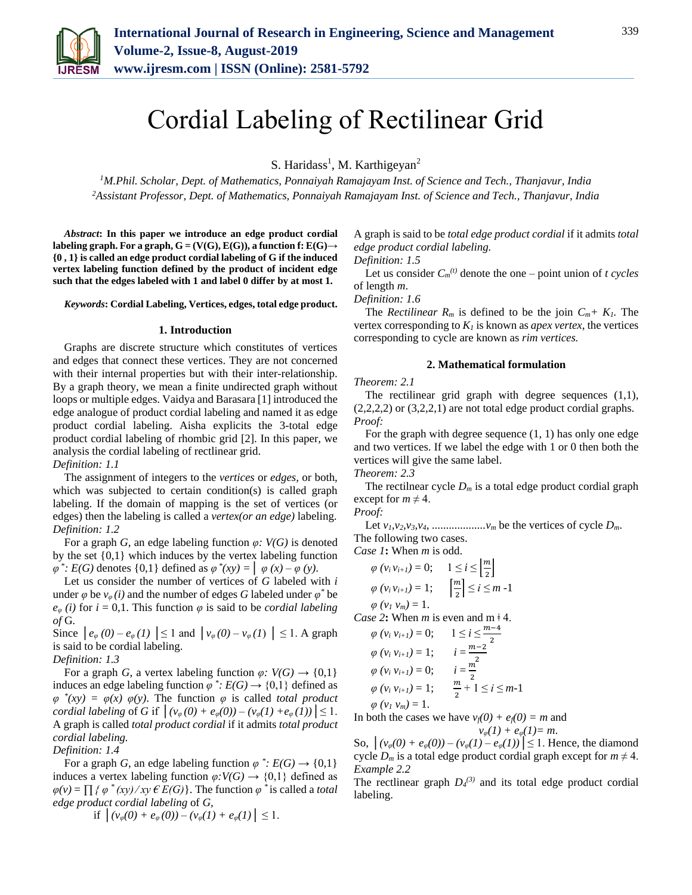# Cordial Labeling of Rectilinear Grid

S. Haridass[1], M. Karthigeyan[2]

[1]M.Phil. Scholar, Dept. of Mathematics, Ponnaiyah Ramajayam Inst. of Science and Tech., Thanjavur, India
[2]Assistant Professor, Dept. of Mathematics, Ponnaiyah Ramajayam Inst. of Science and Tech., Thanjavur, India

***Abstract*: In this paper we introduce an edge product cordial labeling graph. For a graph, G = (V(G), E(G)), a function f: E(G)→ {0 , 1} is called an edge product cordial labeling of G if the induced vertex labeling function defined by the product of incident edge such that the edges labeled with 1 and label 0 differ by at most 1.**

***Keywords*: Cordial Labeling, Vertices, edges, total edge product.**

## 1. Introduction

Graphs are discrete structure which constitutes of vertices and edges that connect these vertices. They are not concerned with their internal properties but with their inter-relationship. By a graph theory, we mean a finite undirected graph without loops or multiple edges. Vaidya and Barasara [1] introduced the edge analogue of product cordial labeling and named it as edge product cordial labeling. Aisha explicits the 3-total edge product cordial labeling of rhombic grid [2]. In this paper, we analysis the cordial labeling of rectlinear grid.

*Definition: 1.1*

The assignment of integers to the *vertices* or *edges*, or both, which was subjected to certain condition(s) is called graph labeling. If the domain of mapping is the set of vertices (or edges) then the labeling is called a *vertex(or an edge)* labeling.

*Definition: 1.2*

For a graph *G*, an edge labeling function $\varphi$*: V(G)* is denoted by the set {0,1} which induces by the vertex labeling function $\varphi^*$*: E(G)* denotes {0,1} defined as $\varphi^*(xy) = |\ \varphi(x) - \varphi(y)$.

Let us consider the number of vertices of *G* labeled with *i* under $\varphi$ be $v_\varphi(i)$ and the number of edges *G* labeled under $\varphi^*$ be $e_\varphi(i)$ for $i = 0,1$. This function $\varphi$ is said to be *cordial labeling of* G.

Since $|e_\varphi(0) - e_\varphi(1)| \leq 1$ and $|v_\varphi(0) - v_\varphi(1)| \leq 1$. A graph is said to be cordial labeling.

*Definition: 1.3*

For a graph *G*, a vertex labeling function $\varphi: V(G) \rightarrow \{0,1\}$ induces an edge labeling function $\varphi^*: E(G) \rightarrow \{0,1\}$ defined as $\varphi^*(xy) = \varphi(x)\ \varphi(y)$. The function $\varphi$ is called *total product cordial labeling* of *G* if $|(v_\varphi(0) + e_\varphi(0)) - (v_\varphi(1) + e_\varphi(1))| \leq 1$. A graph is called *total product cordial* if it admits *total product cordial labeling.*

*Definition: 1.4*

For a graph *G*, an edge labeling function $\varphi^*: E(G) \rightarrow \{0,1\}$ induces a vertex labeling function $\varphi: V(G) \rightarrow \{0,1\}$ defined as $\varphi(v) = \prod \{ \varphi^*(xy) / xy \in E(G)\}$. The function $\varphi^*$ is called a *total edge product cordial labeling* of *G*,

if $|(v_\varphi(0) + e_\varphi(0)) - (v_\varphi(1) + e_\varphi(1)| \leq 1$.

A graph is said to be *total edge product cordial* if it admits *total edge product cordial labeling.*

*Definition: 1.5*

Let us consider $C_m^{(t)}$ denote the one – point union of *t cycles* of length *m*.

*Definition: 1.6*

The *Rectilinear* $R_m$ is defined to be the join $C_m + K_1$. The vertex corresponding to $K_1$ is known as *apex vertex*, the vertices corresponding to cycle are known as *rim vertices.*

## 2. Mathematical formulation

*Theorem: 2.1*

The rectilinear grid graph with degree sequences (1,1), (2,2,2,2) or (3,2,2,1) are not total edge product cordial graphs.

*Proof:*

For the graph with degree sequence (1, 1) has only one edge and two vertices. If we label the edge with 1 or 0 then both the vertices will give the same label.

*Theorem: 2.3*

The rectlinear cycle $D_m$ is a total edge product cordial graph except for $m \neq 4$.

*Proof:*

Let $v_1, v_2, v_3, v_4, \ldots\ldots\ldots\ldots v_m$ be the vertices of cycle $D_m$. The following two cases.

*Case 1***:** When *m* is odd.

$\varphi(v_i v_{i+1}) = 0; \quad 1 \leq i \leq \left\lfloor \frac{m}{2} \right\rfloor$

$\varphi(v_i v_{i+1}) = 1; \quad \left\lceil \frac{m}{2} \right\rceil \leq i \leq m - 1$

$\varphi(v_1 v_m) = 1.$

*Case 2***:** When *m* is even and m ≢ 4.

$\varphi(v_i v_{i+1}) = 0; \quad 1 \leq i \leq \frac{m-4}{2}$

$\varphi(v_i v_{i+1}) = 1; \quad i = \frac{m-2}{2}$

$\varphi(v_i v_{i+1}) = 0; \quad i = \frac{m}{2}$

$\varphi(v_i v_{i+1}) = 1; \quad \frac{m}{2} + 1 \leq i \leq m\text{-}1$

$\varphi(v_1 v_m) = 1.$

In both the cases we have $v_f(0) + e_f(0) = m$ and

$v_\varphi(1) + e_\varphi(1) = m$.

So, $|(v_\varphi(0) + e_\varphi(0)) - (v_\varphi(1) - e_\varphi(1))| \leq 1$. Hence, the diamond cycle $D_m$ is a total edge product cordial graph except for $m \neq 4$.

*Example 2.2*

The rectlinear graph $D_4^{(3)}$ and its total edge product cordial labeling.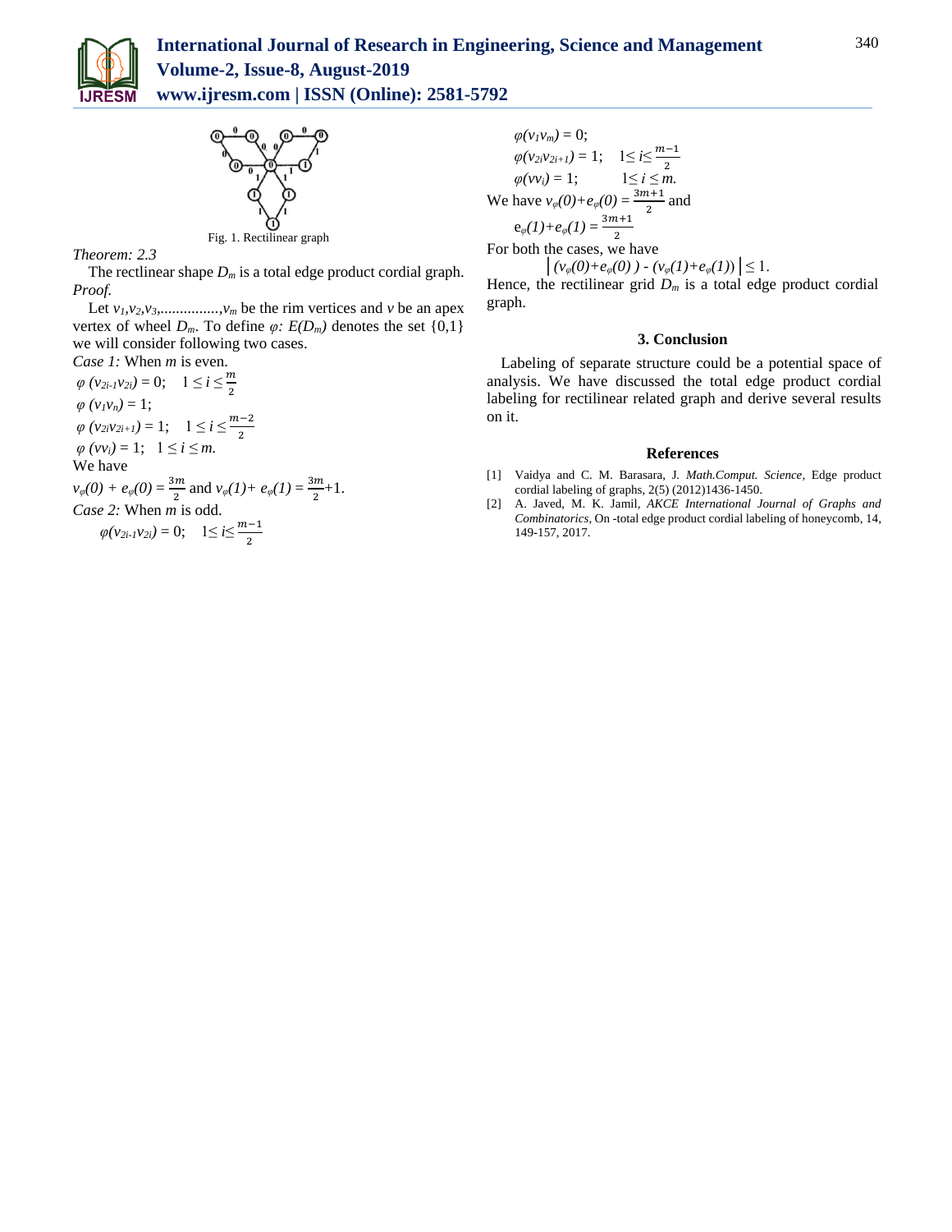Fig. 1. Rectilinear graph

*Theorem: 2.3*

The rectlinear shape $D_m$ is a total edge product cordial graph.

*Proof.*

Let $v_1, v_2, v_3, \ldots, v_m$ be the rim vertices and $v$ be an apex vertex of wheel $D_m$. To define $\varphi: E(D_m)$ denotes the set $\{0,1\}$ we will consider following two cases.

*Case 1:* When $m$ is even.

$\varphi(v_{2i-1}v_{2i}) = 0; \quad 1 \le i \le \frac{m}{2}$

$\varphi(v_1v_n) = 1;$

$\varphi(v_{2i}v_{2i+1}) = 1; \quad 1 \le i \le \frac{m-2}{2}$

$\varphi(vv_i) = 1; \quad 1 \le i \le m.$

We have

$v_\varphi(0) + e_\varphi(0) = \frac{3m}{2}$ and $v_\varphi(1) + e_\varphi(1) = \frac{3m}{2}+1.$

*Case 2:* When $m$ is odd.

$\varphi(v_{2i-1}v_{2i}) = 0; \quad 1 \le i \le \frac{m-1}{2}$

$\varphi(v_1v_m) = 0;$

$\varphi(v_{2i}v_{2i+1}) = 1; \quad 1 \le i \le \frac{m-1}{2}$

$\varphi(vv_i) = 1; \quad 1 \le i \le m.$

We have $v_\varphi(0)+e_\varphi(0) = \frac{3m+1}{2}$ and

$e_\varphi(1)+e_\varphi(1) = \frac{3m+1}{2}$

For both the cases, we have

$$\left|(v_\varphi(0)+e_\varphi(0)) - (v_\varphi(1)+e_\varphi(1))\right| \le 1.$$

Hence, the rectilinear grid $D_m$ is a total edge product cordial graph.

## 3. Conclusion

Labeling of separate structure could be a potential space of analysis. We have discussed the total edge product cordial labeling for rectilinear related graph and derive several results on it.

## References

[1] Vaidya and C. M. Barasara, J. *Math.Comput. Science*, Edge product cordial labeling of graphs, 2(5) (2012)1436-1450.

[2] A. Javed, M. K. Jamil, *AKCE International Journal of Graphs and Combinatorics*, On -total edge product cordial labeling of honeycomb, 14, 149-157, 2017.